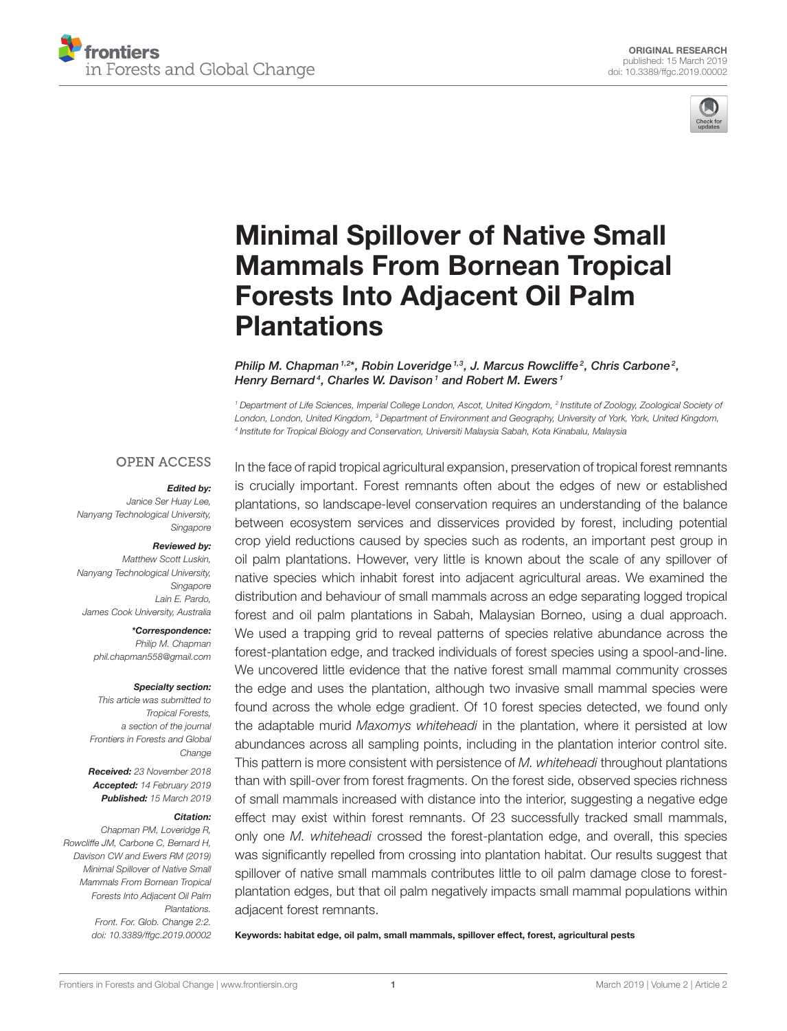ORIGINAL RESEARCH
published: 15 March 2019
doi: 10.3389/ffgc.2019.00002

# Minimal Spillover of Native Small Mammals From Bornean Tropical Forests Into Adjacent Oil Palm Plantations

*Philip M. Chapman[1,2]*, Robin Loveridge[1,3], J. Marcus Rowcliffe[2], Chris Carbone[2], Henry Bernard[4], Charles W. Davison[1] and Robert M. Ewers[1]*

[1] Department of Life Sciences, Imperial College London, Ascot, United Kingdom, [2] Institute of Zoology, Zoological Society of London, London, United Kingdom, [3] Department of Environment and Geography, University of York, York, United Kingdom, [4] Institute for Tropical Biology and Conservation, Universiti Malaysia Sabah, Kota Kinabalu, Malaysia

OPEN ACCESS

***Edited by:***
*Janice Ser Huay Lee, Nanyang Technological University, Singapore*

***Reviewed by:***
*Matthew Scott Luskin, Nanyang Technological University, Singapore*
*Lain E. Pardo, James Cook University, Australia*

***\*Correspondence:***
*Philip M. Chapman*
*phil.chapman558@gmail.com*

***Specialty section:***
*This article was submitted to Tropical Forests, a section of the journal Frontiers in Forests and Global Change*

***Received:*** *23 November 2018*
***Accepted:*** *14 February 2019*
***Published:*** *15 March 2019*

***Citation:***
*Chapman PM, Loveridge R, Rowcliffe JM, Carbone C, Bernard H, Davison CW and Ewers RM (2019) Minimal Spillover of Native Small Mammals From Bornean Tropical Forests Into Adjacent Oil Palm Plantations. Front. For. Glob. Change 2:2. doi: 10.3389/ffgc.2019.00002*

In the face of rapid tropical agricultural expansion, preservation of tropical forest remnants is crucially important. Forest remnants often abut the edges of new or established plantations, so landscape-level conservation requires an understanding of the balance between ecosystem services and disservices provided by forest, including potential crop yield reductions caused by species such as rodents, an important pest group in oil palm plantations. However, very little is known about the scale of any spillover of native species which inhabit forest into adjacent agricultural areas. We examined the distribution and behaviour of small mammals across an edge separating logged tropical forest and oil palm plantations in Sabah, Malaysian Borneo, using a dual approach. We used a trapping grid to reveal patterns of species relative abundance across the forest-plantation edge, and tracked individuals of forest species using a spool-and-line. We uncovered little evidence that the native forest small mammal community crosses the edge and uses the plantation, although two invasive small mammal species were found across the whole edge gradient. Of 10 forest species detected, we found only the adaptable murid *Maxomys whiteheadi* in the plantation, where it persisted at low abundances across all sampling points, including in the plantation interior control site. This pattern is more consistent with persistence of *M. whiteheadi* throughout plantations than with spill-over from forest fragments. On the forest side, observed species richness of small mammals increased with distance into the interior, suggesting a negative edge effect may exist within forest remnants. Of 23 successfully tracked small mammals, only one *M. whiteheadi* crossed the forest-plantation edge, and overall, this species was significantly repelled from crossing into plantation habitat. Our results suggest that spillover of native small mammals contributes little to oil palm damage close to forest-plantation edges, but that oil palm negatively impacts small mammal populations within adjacent forest remnants.

**Keywords: habitat edge, oil palm, small mammals, spillover effect, forest, agricultural pests**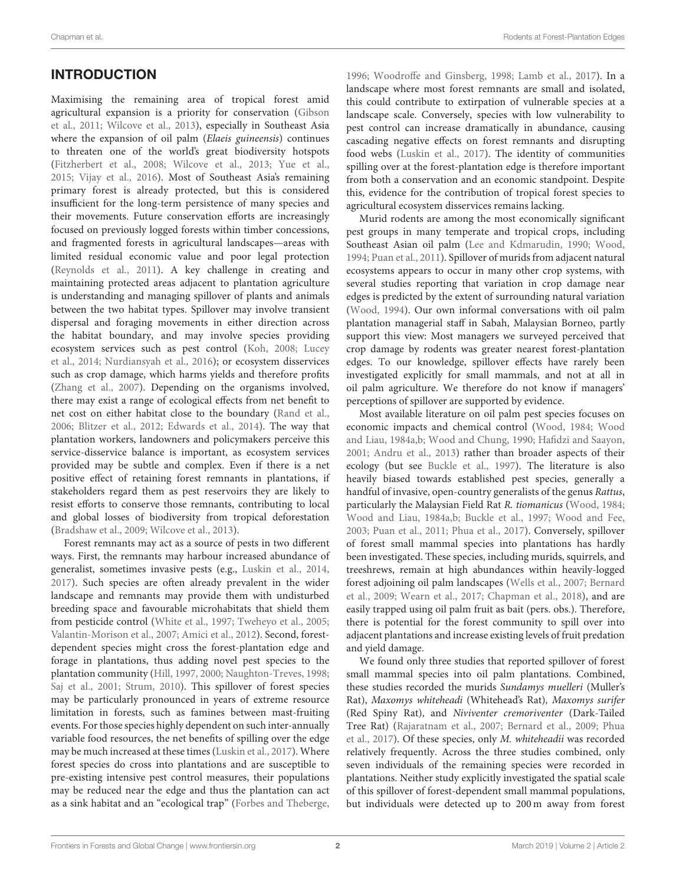## INTRODUCTION

Maximising the remaining area of tropical forest amid agricultural expansion is a priority for conservation (Gibson et al., 2011; Wilcove et al., 2013), especially in Southeast Asia where the expansion of oil palm (*Elaeis guineensis*) continues to threaten one of the world's great biodiversity hotspots (Fitzherbert et al., 2008; Wilcove et al., 2013; Yue et al., 2015; Vijay et al., 2016). Most of Southeast Asia's remaining primary forest is already protected, but this is considered insufficient for the long-term persistence of many species and their movements. Future conservation efforts are increasingly focused on previously logged forests within timber concessions, and fragmented forests in agricultural landscapes—areas with limited residual economic value and poor legal protection (Reynolds et al., 2011). A key challenge in creating and maintaining protected areas adjacent to plantation agriculture is understanding and managing spillover of plants and animals between the two habitat types. Spillover may involve transient dispersal and foraging movements in either direction across the habitat boundary, and may involve species providing ecosystem services such as pest control (Koh, 2008; Lucey et al., 2014; Nurdiansyah et al., 2016); or ecosystem disservices such as crop damage, which harms yields and therefore profits (Zhang et al., 2007). Depending on the organisms involved, there may exist a range of ecological effects from net benefit to net cost on either habitat close to the boundary (Rand et al., 2006; Blitzer et al., 2012; Edwards et al., 2014). The way that plantation workers, landowners and policymakers perceive this service-disservice balance is important, as ecosystem services provided may be subtle and complex. Even if there is a net positive effect of retaining forest remnants in plantations, if stakeholders regard them as pest reservoirs they are likely to resist efforts to conserve those remnants, contributing to local and global losses of biodiversity from tropical deforestation (Bradshaw et al., 2009; Wilcove et al., 2013).

Forest remnants may act as a source of pests in two different ways. First, the remnants may harbour increased abundance of generalist, sometimes invasive pests (e.g., Luskin et al., 2014, 2017). Such species are often already prevalent in the wider landscape and remnants may provide them with undisturbed breeding space and favourable microhabitats that shield them from pesticide control (White et al., 1997; Tweheyo et al., 2005; Valantin-Morison et al., 2007; Amici et al., 2012). Second, forest-dependent species might cross the forest-plantation edge and forage in plantations, thus adding novel pest species to the plantation community (Hill, 1997, 2000; Naughton-Treves, 1998; Saj et al., 2001; Strum, 2010). This spillover of forest species may be particularly pronounced in years of extreme resource limitation in forests, such as famines between mast-fruiting events. For those species highly dependent on such inter-annually variable food resources, the net benefits of spilling over the edge may be much increased at these times (Luskin et al., 2017). Where forest species do cross into plantations and are susceptible to pre-existing intensive pest control measures, their populations may be reduced near the edge and thus the plantation can act as a sink habitat and an "ecological trap" (Forbes and Theberge, 1996; Woodroffe and Ginsberg, 1998; Lamb et al., 2017). In a landscape where most forest remnants are small and isolated, this could contribute to extirpation of vulnerable species at a landscape scale. Conversely, species with low vulnerability to pest control can increase dramatically in abundance, causing cascading negative effects on forest remnants and disrupting food webs (Luskin et al., 2017). The identity of communities spilling over at the forest-plantation edge is therefore important from both a conservation and an economic standpoint. Despite this, evidence for the contribution of tropical forest species to agricultural ecosystem disservices remains lacking.

Murid rodents are among the most economically significant pest groups in many temperate and tropical crops, including Southeast Asian oil palm (Lee and Kdmarudin, 1990; Wood, 1994; Puan et al., 2011). Spillover of murids from adjacent natural ecosystems appears to occur in many other crop systems, with several studies reporting that variation in crop damage near edges is predicted by the extent of surrounding natural variation (Wood, 1994). Our own informal conversations with oil palm plantation managerial staff in Sabah, Malaysian Borneo, partly support this view: Most managers we surveyed perceived that crop damage by rodents was greater nearest forest-plantation edges. To our knowledge, spillover effects have rarely been investigated explicitly for small mammals, and not at all in oil palm agriculture. We therefore do not know if managers' perceptions of spillover are supported by evidence.

Most available literature on oil palm pest species focuses on economic impacts and chemical control (Wood, 1984; Wood and Liau, 1984a,b; Wood and Chung, 1990; Hafidzi and Saayon, 2001; Andru et al., 2013) rather than broader aspects of their ecology (but see Buckle et al., 1997). The literature is also heavily biased towards established pest species, generally a handful of invasive, open-country generalists of the genus *Rattus*, particularly the Malaysian Field Rat *R. tiomanicus* (Wood, 1984; Wood and Liau, 1984a,b; Buckle et al., 1997; Wood and Fee, 2003; Puan et al., 2011; Phua et al., 2017). Conversely, spillover of forest small mammal species into plantations has hardly been investigated. These species, including murids, squirrels, and treeshrews, remain at high abundances within heavily-logged forest adjoining oil palm landscapes (Wells et al., 2007; Bernard et al., 2009; Wearn et al., 2017; Chapman et al., 2018), and are easily trapped using oil palm fruit as bait (pers. obs.). Therefore, there is potential for the forest community to spill over into adjacent plantations and increase existing levels of fruit predation and yield damage.

We found only three studies that reported spillover of forest small mammal species into oil palm plantations. Combined, these studies recorded the murids *Sundamys muelleri* (Muller's Rat), *Maxomys whiteheadi* (Whitehead's Rat)*, Maxomys surifer* (Red Spiny Rat), and *Niviventer cremoriventer* (Dark-Tailed Tree Rat) (Rajaratnam et al., 2007; Bernard et al., 2009; Phua et al., 2017). Of these species, only *M. whiteheadii* was recorded relatively frequently. Across the three studies combined, only seven individuals of the remaining species were recorded in plantations. Neither study explicitly investigated the spatial scale of this spillover of forest-dependent small mammal populations, but individuals were detected up to 200 m away from forest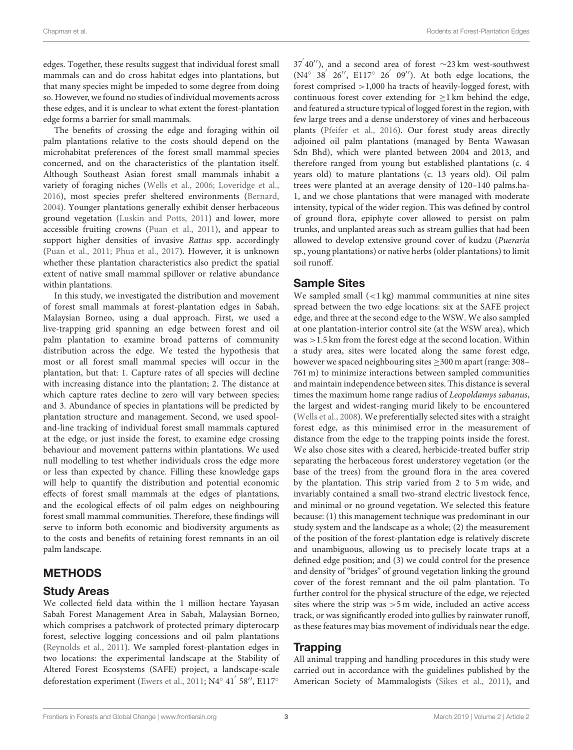edges. Together, these results suggest that individual forest small mammals can and do cross habitat edges into plantations, but that many species might be impeded to some degree from doing so. However, we found no studies of individual movements across these edges, and it is unclear to what extent the forest-plantation edge forms a barrier for small mammals.

The benefits of crossing the edge and foraging within oil palm plantations relative to the costs should depend on the microhabitat preferences of the forest small mammal species concerned, and on the characteristics of the plantation itself. Although Southeast Asian forest small mammals inhabit a variety of foraging niches (Wells et al., 2006; Loveridge et al., 2016), most species prefer sheltered environments (Bernard, 2004). Younger plantations generally exhibit denser herbaceous ground vegetation (Luskin and Potts, 2011) and lower, more accessible fruiting crowns (Puan et al., 2011), and appear to support higher densities of invasive *Rattus* spp. accordingly (Puan et al., 2011; Phua et al., 2017). However, it is unknown whether these plantation characteristics also predict the spatial extent of native small mammal spillover or relative abundance within plantations.

In this study, we investigated the distribution and movement of forest small mammals at forest-plantation edges in Sabah, Malaysian Borneo, using a dual approach. First, we used a live-trapping grid spanning an edge between forest and oil palm plantation to examine broad patterns of community distribution across the edge. We tested the hypothesis that most or all forest small mammal species will occur in the plantation, but that: 1. Capture rates of all species will decline with increasing distance into the plantation; 2. The distance at which capture rates decline to zero will vary between species; and 3. Abundance of species in plantations will be predicted by plantation structure and management. Second, we used spool-and-line tracking of individual forest small mammals captured at the edge, or just inside the forest, to examine edge crossing behaviour and movement patterns within plantations. We used null modelling to test whether individuals cross the edge more or less than expected by chance. Filling these knowledge gaps will help to quantify the distribution and potential economic effects of forest small mammals at the edges of plantations, and the ecological effects of oil palm edges on neighbouring forest small mammal communities. Therefore, these findings will serve to inform both economic and biodiversity arguments as to the costs and benefits of retaining forest remnants in an oil palm landscape.

## METHODS

### Study Areas

We collected field data within the 1 million hectare Yayasan Sabah Forest Management Area in Sabah, Malaysian Borneo, which comprises a patchwork of protected primary dipterocarp forest, selective logging concessions and oil palm plantations (Reynolds et al., 2011). We sampled forest-plantation edges in two locations: the experimental landscape at the Stability of Altered Forest Ecosystems (SAFE) project, a landscape-scale deforestation experiment (Ewers et al., 2011; N4° 41′ 58″, E117° 37′ 40″), and a second area of forest ∼23 km west-southwest (N4° 38′ 26″, E117° 26′ 09″). At both edge locations, the forest comprised >1,000 ha tracts of heavily-logged forest, with continuous forest cover extending for ≥1 km behind the edge, and featured a structure typical of logged forest in the region, with few large trees and a dense understorey of vines and herbaceous plants (Pfeifer et al., 2016). Our forest study areas directly adjoined oil palm plantations (managed by Benta Wawasan Sdn Bhd), which were planted between 2004 and 2013, and therefore ranged from young but established plantations (c. 4 years old) to mature plantations (c. 13 years old). Oil palm trees were planted at an average density of 120–140 palms.ha-1, and we chose plantations that were managed with moderate intensity, typical of the wider region. This was defined by control of ground flora, epiphyte cover allowed to persist on palm trunks, and unplanted areas such as stream gullies that had been allowed to develop extensive ground cover of kudzu (*Pueraria* sp., young plantations) or native herbs (older plantations) to limit soil runoff.

### Sample Sites

We sampled small (<1 kg) mammal communities at nine sites spread between the two edge locations: six at the SAFE project edge, and three at the second edge to the WSW. We also sampled at one plantation-interior control site (at the WSW area), which was >1.5 km from the forest edge at the second location. Within a study area, sites were located along the same forest edge, however we spaced neighbouring sites ≥300 m apart (range: 308–761 m) to minimize interactions between sampled communities and maintain independence between sites. This distance is several times the maximum home range radius of *Leopoldamys sabanus*, the largest and widest-ranging murid likely to be encountered (Wells et al., 2008). We preferentially selected sites with a straight forest edge, as this minimised error in the measurement of distance from the edge to the trapping points inside the forest. We also chose sites with a cleared, herbicide-treated buffer strip separating the herbaceous forest understorey vegetation (or the base of the trees) from the ground flora in the area covered by the plantation. This strip varied from 2 to 5 m wide, and invariably contained a small two-strand electric livestock fence, and minimal or no ground vegetation. We selected this feature because: (1) this management technique was predominant in our study system and the landscape as a whole; (2) the measurement of the position of the forest-plantation edge is relatively discrete and unambiguous, allowing us to precisely locate traps at a defined edge position; and (3) we could control for the presence and density of "bridges" of ground vegetation linking the ground cover of the forest remnant and the oil palm plantation. To further control for the physical structure of the edge, we rejected sites where the strip was >5 m wide, included an active access track, or was significantly eroded into gullies by rainwater runoff, as these features may bias movement of individuals near the edge.

### Trapping

All animal trapping and handling procedures in this study were carried out in accordance with the guidelines published by the American Society of Mammalogists (Sikes et al., 2011), and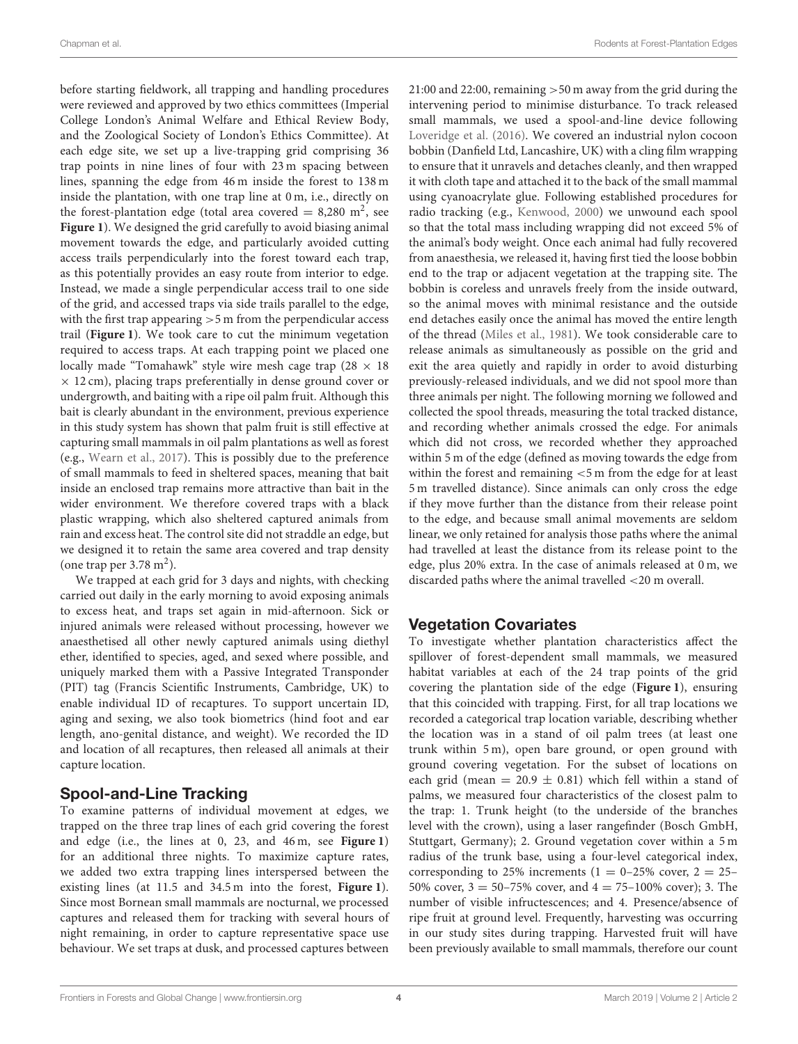before starting fieldwork, all trapping and handling procedures were reviewed and approved by two ethics committees (Imperial College London's Animal Welfare and Ethical Review Body, and the Zoological Society of London's Ethics Committee). At each edge site, we set up a live-trapping grid comprising 36 trap points in nine lines of four with 23 m spacing between lines, spanning the edge from 46 m inside the forest to 138 m inside the plantation, with one trap line at 0 m, i.e., directly on the forest-plantation edge (total area covered = 8,280 m$^2$, see **Figure 1**). We designed the grid carefully to avoid biasing animal movement towards the edge, and particularly avoided cutting access trails perpendicularly into the forest toward each trap, as this potentially provides an easy route from interior to edge. Instead, we made a single perpendicular access trail to one side of the grid, and accessed traps via side trails parallel to the edge, with the first trap appearing >5 m from the perpendicular access trail (**Figure 1**). We took care to cut the minimum vegetation required to access traps. At each trapping point we placed one locally made "Tomahawk" style wire mesh cage trap (28 × 18 × 12 cm), placing traps preferentially in dense ground cover or undergrowth, and baiting with a ripe oil palm fruit. Although this bait is clearly abundant in the environment, previous experience in this study system has shown that palm fruit is still effective at capturing small mammals in oil palm plantations as well as forest (e.g., Wearn et al., 2017). This is possibly due to the preference of small mammals to feed in sheltered spaces, meaning that bait inside an enclosed trap remains more attractive than bait in the wider environment. We therefore covered traps with a black plastic wrapping, which also sheltered captured animals from rain and excess heat. The control site did not straddle an edge, but we designed it to retain the same area covered and trap density (one trap per 3.78 m$^2$).

We trapped at each grid for 3 days and nights, with checking carried out daily in the early morning to avoid exposing animals to excess heat, and traps set again in mid-afternoon. Sick or injured animals were released without processing, however we anaesthetised all other newly captured animals using diethyl ether, identified to species, aged, and sexed where possible, and uniquely marked them with a Passive Integrated Transponder (PIT) tag (Francis Scientific Instruments, Cambridge, UK) to enable individual ID of recaptures. To support uncertain ID, aging and sexing, we also took biometrics (hind foot and ear length, ano-genital distance, and weight). We recorded the ID and location of all recaptures, then released all animals at their capture location.

## Spool-and-Line Tracking

To examine patterns of individual movement at edges, we trapped on the three trap lines of each grid covering the forest and edge (i.e., the lines at 0, 23, and 46 m, see **Figure 1**) for an additional three nights. To maximize capture rates, we added two extra trapping lines interspersed between the existing lines (at 11.5 and 34.5 m into the forest, **Figure 1**). Since most Bornean small mammals are nocturnal, we processed captures and released them for tracking with several hours of night remaining, in order to capture representative space use behaviour. We set traps at dusk, and processed captures between 21:00 and 22:00, remaining >50 m away from the grid during the intervening period to minimise disturbance. To track released small mammals, we used a spool-and-line device following Loveridge et al. (2016). We covered an industrial nylon cocoon bobbin (Danfield Ltd, Lancashire, UK) with a cling film wrapping to ensure that it unravels and detaches cleanly, and then wrapped it with cloth tape and attached it to the back of the small mammal using cyanoacrylate glue. Following established procedures for radio tracking (e.g., Kenwood, 2000) we unwound each spool so that the total mass including wrapping did not exceed 5% of the animal's body weight. Once each animal had fully recovered from anaesthesia, we released it, having first tied the loose bobbin end to the trap or adjacent vegetation at the trapping site. The bobbin is coreless and unravels freely from the inside outward, so the animal moves with minimal resistance and the outside end detaches easily once the animal has moved the entire length of the thread (Miles et al., 1981). We took considerable care to release animals as simultaneously as possible on the grid and exit the area quietly and rapidly in order to avoid disturbing previously-released individuals, and we did not spool more than three animals per night. The following morning we followed and collected the spool threads, measuring the total tracked distance, and recording whether animals crossed the edge. For animals which did not cross, we recorded whether they approached within 5 m of the edge (defined as moving towards the edge from within the forest and remaining <5 m from the edge for at least 5 m travelled distance). Since animals can only cross the edge if they move further than the distance from their release point to the edge, and because small animal movements are seldom linear, we only retained for analysis those paths where the animal had travelled at least the distance from its release point to the edge, plus 20% extra. In the case of animals released at 0 m, we discarded paths where the animal travelled <20 m overall.

## Vegetation Covariates

To investigate whether plantation characteristics affect the spillover of forest-dependent small mammals, we measured habitat variables at each of the 24 trap points of the grid covering the plantation side of the edge (**Figure 1**), ensuring that this coincided with trapping. First, for all trap locations we recorded a categorical trap location variable, describing whether the location was in a stand of oil palm trees (at least one trunk within 5 m), open bare ground, or open ground with ground covering vegetation. For the subset of locations on each grid (mean = 20.9 ± 0.81) which fell within a stand of palms, we measured four characteristics of the closest palm to the trap: 1. Trunk height (to the underside of the branches level with the crown), using a laser rangefinder (Bosch GmbH, Stuttgart, Germany); 2. Ground vegetation cover within a 5 m radius of the trunk base, using a four-level categorical index, corresponding to 25% increments (1 = 0–25% cover, 2 = 25–50% cover, 3 = 50–75% cover, and 4 = 75–100% cover); 3. The number of visible infructescences; and 4. Presence/absence of ripe fruit at ground level. Frequently, harvesting was occurring in our study sites during trapping. Harvested fruit will have been previously available to small mammals, therefore our count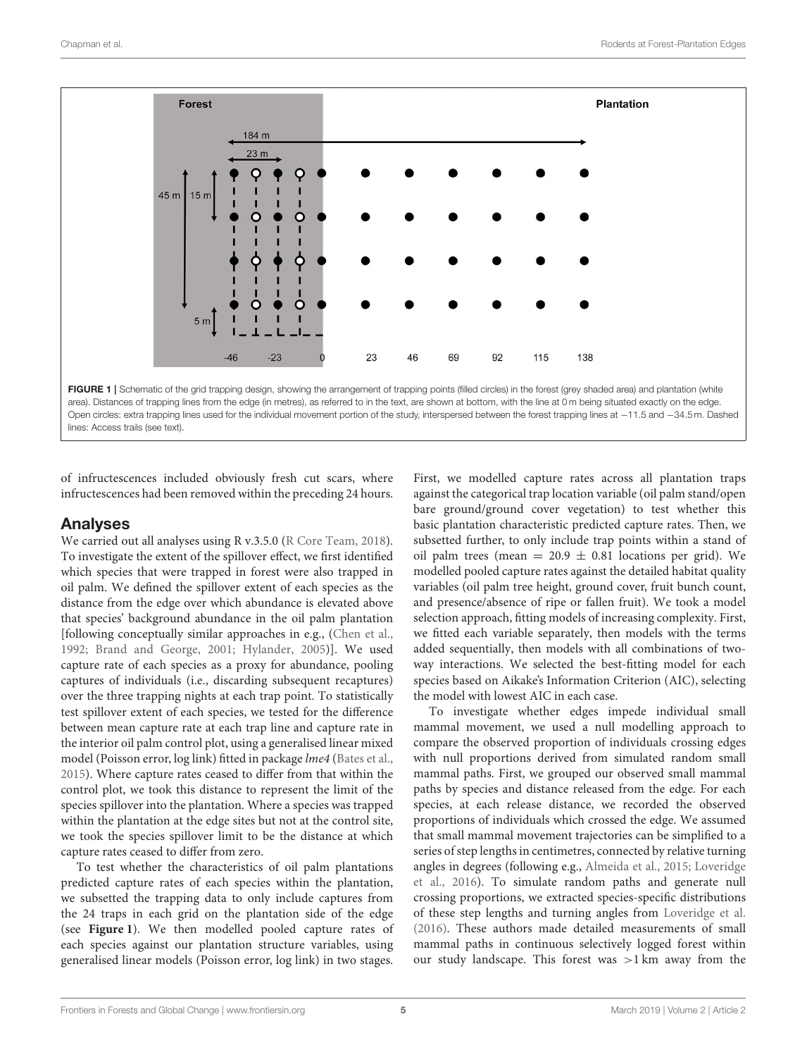FIGURE 1 | Schematic of the grid trapping design, showing the arrangement of trapping points (filled circles) in the forest (grey shaded area) and plantation (white area). Distances of trapping lines from the edge (in metres), as referred to in the text, are shown at bottom, with the line at 0 m being situated exactly on the edge. Open circles: extra trapping lines used for the individual movement portion of the study, interspersed between the forest trapping lines at −11.5 and −34.5 m. Dashed lines: Access trails (see text).

of infructescences included obviously fresh cut scars, where infructescences had been removed within the preceding 24 hours.

## Analyses

We carried out all analyses using R v.3.5.0 (R Core Team, 2018). To investigate the extent of the spillover effect, we first identified which species that were trapped in forest were also trapped in oil palm. We defined the spillover extent of each species as the distance from the edge over which abundance is elevated above that species' background abundance in the oil palm plantation [following conceptually similar approaches in e.g., (Chen et al., 1992; Brand and George, 2001; Hylander, 2005)]. We used capture rate of each species as a proxy for abundance, pooling captures of individuals (i.e., discarding subsequent recaptures) over the three trapping nights at each trap point. To statistically test spillover extent of each species, we tested for the difference between mean capture rate at each trap line and capture rate in the interior oil palm control plot, using a generalised linear mixed model (Poisson error, log link) fitted in package *lme4* (Bates et al., 2015). Where capture rates ceased to differ from that within the control plot, we took this distance to represent the limit of the species spillover into the plantation. Where a species was trapped within the plantation at the edge sites but not at the control site, we took the species spillover limit to be the distance at which capture rates ceased to differ from zero.

To test whether the characteristics of oil palm plantations predicted capture rates of each species within the plantation, we subsetted the trapping data to only include captures from the 24 traps in each grid on the plantation side of the edge (see **Figure 1**). We then modelled pooled capture rates of each species against our plantation structure variables, using generalised linear models (Poisson error, log link) in two stages. First, we modelled capture rates across all plantation traps against the categorical trap location variable (oil palm stand/open bare ground/ground cover vegetation) to test whether this basic plantation characteristic predicted capture rates. Then, we subsetted further, to only include trap points within a stand of oil palm trees (mean = 20.9 ± 0.81 locations per grid). We modelled pooled capture rates against the detailed habitat quality variables (oil palm tree height, ground cover, fruit bunch count, and presence/absence of ripe or fallen fruit). We took a model selection approach, fitting models of increasing complexity. First, we fitted each variable separately, then models with the terms added sequentially, then models with all combinations of two-way interactions. We selected the best-fitting model for each species based on Aikake's Information Criterion (AIC), selecting the model with lowest AIC in each case.

To investigate whether edges impede individual small mammal movement, we used a null modelling approach to compare the observed proportion of individuals crossing edges with null proportions derived from simulated random small mammal paths. First, we grouped our observed small mammal paths by species and distance released from the edge. For each species, at each release distance, we recorded the observed proportions of individuals which crossed the edge. We assumed that small mammal movement trajectories can be simplified to a series of step lengths in centimetres, connected by relative turning angles in degrees (following e.g., Almeida et al., 2015; Loveridge et al., 2016). To simulate random paths and generate null crossing proportions, we extracted species-specific distributions of these step lengths and turning angles from Loveridge et al. (2016). These authors made detailed measurements of small mammal paths in continuous selectively logged forest within our study landscape. This forest was >1 km away from the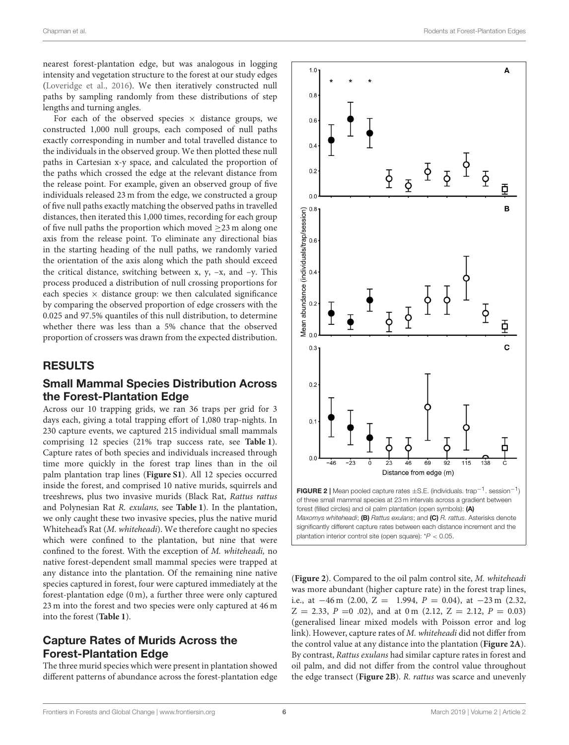nearest forest-plantation edge, but was analogous in logging intensity and vegetation structure to the forest at our study edges (Loveridge et al., 2016). We then iteratively constructed null paths by sampling randomly from these distributions of step lengths and turning angles.

For each of the observed species × distance groups, we constructed 1,000 null groups, each composed of null paths exactly corresponding in number and total travelled distance to the individuals in the observed group. We then plotted these null paths in Cartesian x-y space, and calculated the proportion of the paths which crossed the edge at the relevant distance from the release point. For example, given an observed group of five individuals released 23 m from the edge, we constructed a group of five null paths exactly matching the observed paths in travelled distances, then iterated this 1,000 times, recording for each group of five null paths the proportion which moved ≥23 m along one axis from the release point. To eliminate any directional bias in the starting heading of the null paths, we randomly varied the orientation of the axis along which the path should exceed the critical distance, switching between x, y, –x, and –y. This process produced a distribution of null crossing proportions for each species × distance group: we then calculated significance by comparing the observed proportion of edge crossers with the 0.025 and 97.5% quantiles of this null distribution, to determine whether there was less than a 5% chance that the observed proportion of crossers was drawn from the expected distribution.

## RESULTS

### Small Mammal Species Distribution Across the Forest-Plantation Edge

Across our 10 trapping grids, we ran 36 traps per grid for 3 days each, giving a total trapping effort of 1,080 trap-nights. In 230 capture events, we captured 215 individual small mammals comprising 12 species (21% trap success rate, see **Table 1**). Capture rates of both species and individuals increased through time more quickly in the forest trap lines than in the oil palm plantation trap lines (**Figure S1**). All 12 species occurred inside the forest, and comprised 10 native murids, squirrels and treeshrews, plus two invasive murids (Black Rat, *Rattus rattus* and Polynesian Rat *R. exulans,* see **Table 1**). In the plantation, we only caught these two invasive species, plus the native murid Whitehead's Rat (*M. whiteheadi*). We therefore caught no species which were confined to the plantation, but nine that were confined to the forest. With the exception of *M. whiteheadi,* no native forest-dependent small mammal species were trapped at any distance into the plantation. Of the remaining nine native species captured in forest, four were captured immediately at the forest-plantation edge (0 m), a further three were only captured 23 m into the forest and two species were only captured at 46 m into the forest (**Table 1**).

### Capture Rates of Murids Across the Forest-Plantation Edge

The three murid species which were present in plantation showed different patterns of abundance across the forest-plantation edge (**Figure 2**). Compared to the oil palm control site, *M. whiteheadi* was more abundant (higher capture rate) in the forest trap lines, i.e., at −46 m (2.00, $Z = 1.994$, $P = 0.04$), at −23 m (2.32, $Z = 2.33$, $P = 0.02$), and at 0 m (2.12, $Z = 2.12$, $P = 0.03$) (generalised linear mixed models with Poisson error and log link). However, capture rates of *M. whiteheadi* did not differ from the control value at any distance into the plantation (**Figure 2A**). By contrast, *Rattus exulans* had similar capture rates in forest and oil palm, and did not differ from the control value throughout the edge transect (**Figure 2B**). *R. rattus* was scarce and unevenly

**FIGURE 2 |** Mean pooled capture rates ±S.E. (individuals. trap$^{-1}$. session$^{-1}$) of three small mammal species at 23 m intervals across a gradient between forest (filled circles) and oil palm plantation (open symbols): **(A)** *Maxomys whiteheadi*; **(B)** *Rattus exulans*; and **(C)** *R. rattus*. Asterisks denote significantly different capture rates between each distance increment and the plantation interior control site (open square): \*$P < 0.05$.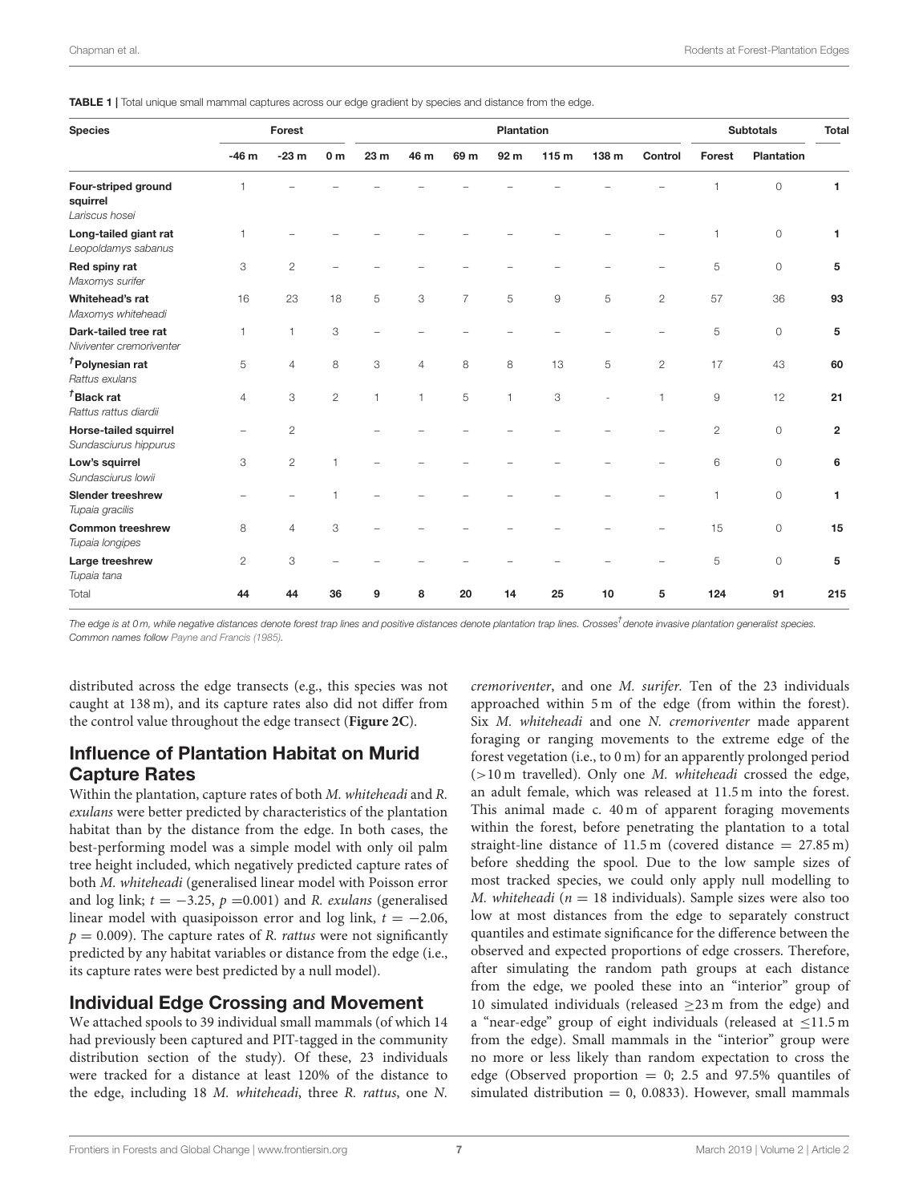**TABLE 1 |** Total unique small mammal captures across our edge gradient by species and distance from the edge.

| Species | Forest | | | Plantation | | | | | | | Subtotals | | Total |
|---|---|---|---|---|---|---|---|---|---|---|---|---|---|
| | -46 m | -23 m | 0 m | 23 m | 46 m | 69 m | 92 m | 115 m | 138 m | Control | Forest | Plantation | |
| **Four-striped ground squirrel** *Lariscus hosei* | 1 | – | – | – | – | – | – | – | – | – | 1 | 0 | **1** |
| **Long-tailed giant rat** *Leopoldamys sabanus* | 1 | – | – | – | – | – | – | – | – | – | 1 | 0 | **1** |
| **Red spiny rat** *Maxomys surifer* | 3 | 2 | – | – | – | – | – | – | – | – | 5 | 0 | **5** |
| **Whitehead's rat** *Maxomys whiteheadi* | 16 | 23 | 18 | 5 | 3 | 7 | 5 | 9 | 5 | 2 | 57 | 36 | **93** |
| **Dark-tailed tree rat** *Niviventer cremoriventer* | 1 | 1 | 3 | – | – | – | – | – | – | – | 5 | 0 | **5** |
| **†Polynesian rat** *Rattus exulans* | 5 | 4 | 8 | 3 | 4 | 8 | 8 | 13 | 5 | 2 | 17 | 43 | **60** |
| **†Black rat** *Rattus rattus diardii* | 4 | 3 | 2 | 1 | 1 | 5 | 1 | 3 | - | 1 | 9 | 12 | **21** |
| **Horse-tailed squirrel** *Sundasciurus hippurus* | – | 2 | | – | – | – | – | – | – | – | 2 | 0 | **2** |
| **Low's squirrel** *Sundasciurus lowii* | 3 | 2 | 1 | – | – | – | – | – | – | – | 6 | 0 | **6** |
| **Slender treeshrew** *Tupaia gracilis* | – | – | 1 | – | – | – | – | – | – | – | 1 | 0 | **1** |
| **Common treeshrew** *Tupaia longipes* | 8 | 4 | 3 | – | – | – | – | – | – | – | 15 | 0 | **15** |
| **Large treeshrew** *Tupaia tana* | 2 | 3 | – | – | – | – | – | – | – | – | 5 | 0 | **5** |
| Total | **44** | **44** | **36** | **9** | **8** | **20** | **14** | **25** | **10** | **5** | **124** | **91** | **215** |

*The edge is at 0 m, while negative distances denote forest trap lines and positive distances denote plantation trap lines. Crosses† denote invasive plantation generalist species. Common names follow Payne and Francis (1985).*

distributed across the edge transects (e.g., this species was not caught at 138 m), and its capture rates also did not differ from the control value throughout the edge transect (**Figure 2C**).

## Influence of Plantation Habitat on Murid Capture Rates

Within the plantation, capture rates of both *M. whiteheadi* and *R. exulans* were better predicted by characteristics of the plantation habitat than by the distance from the edge. In both cases, the best-performing model was a simple model with only oil palm tree height included, which negatively predicted capture rates of both *M. whiteheadi* (generalised linear model with Poisson error and log link; $t = -3.25$, $p = 0.001$) and *R. exulans* (generalised linear model with quasipoisson error and log link, $t = -2.06$, $p = 0.009$). The capture rates of *R. rattus* were not significantly predicted by any habitat variables or distance from the edge (i.e., its capture rates were best predicted by a null model).

## Individual Edge Crossing and Movement

We attached spools to 39 individual small mammals (of which 14 had previously been captured and PIT-tagged in the community distribution section of the study). Of these, 23 individuals were tracked for a distance at least 120% of the distance to the edge, including 18 *M. whiteheadi*, three *R. rattus*, one *N. cremoriventer*, and one *M. surifer*. Ten of the 23 individuals approached within 5 m of the edge (from within the forest). Six *M. whiteheadi* and one *N. cremoriventer* made apparent foraging or ranging movements to the extreme edge of the forest vegetation (i.e., to 0 m) for an apparently prolonged period (>10 m travelled). Only one *M. whiteheadi* crossed the edge, an adult female, which was released at 11.5 m into the forest. This animal made c. 40 m of apparent foraging movements within the forest, before penetrating the plantation to a total straight-line distance of 11.5 m (covered distance = 27.85 m) before shedding the spool. Due to the low sample sizes of most tracked species, we could only apply null modelling to *M. whiteheadi* ($n = 18$ individuals). Sample sizes were also too low at most distances from the edge to separately construct quantiles and estimate significance for the difference between the observed and expected proportions of edge crossers. Therefore, after simulating the random path groups at each distance from the edge, we pooled these into an "interior" group of 10 simulated individuals (released ≥23 m from the edge) and a "near-edge" group of eight individuals (released at ≤11.5 m from the edge). Small mammals in the "interior" group were no more or less likely than random expectation to cross the edge (Observed proportion = 0; 2.5 and 97.5% quantiles of simulated distribution = 0, 0.0833). However, small mammals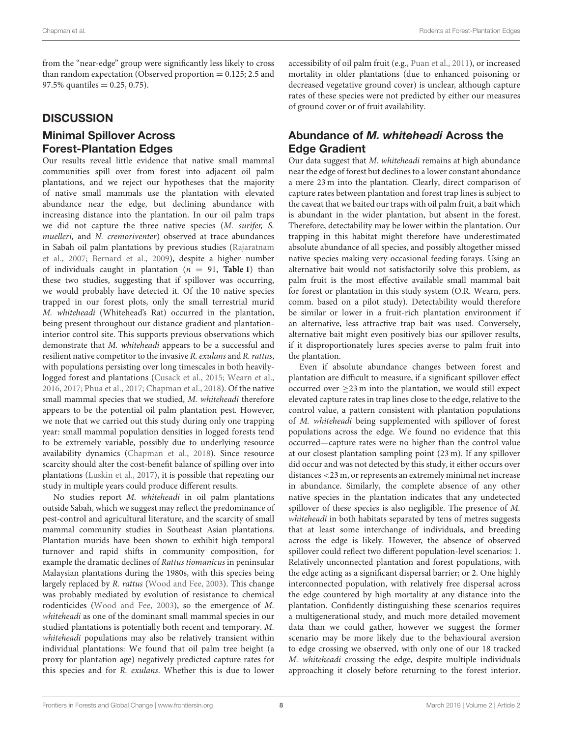from the "near-edge" group were significantly less likely to cross than random expectation (Observed proportion = 0.125; 2.5 and 97.5% quantiles = 0.25, 0.75).

## DISCUSSION

### Minimal Spillover Across Forest-Plantation Edges

Our results reveal little evidence that native small mammal communities spill over from forest into adjacent oil palm plantations, and we reject our hypotheses that the majority of native small mammals use the plantation with elevated abundance near the edge, but declining abundance with increasing distance into the plantation. In our oil palm traps we did not capture the three native species (*M. surifer, S. muelleri,* and *N. cremoriventer*) observed at trace abundances in Sabah oil palm plantations by previous studies (Rajaratnam et al., 2007; Bernard et al., 2009), despite a higher number of individuals caught in plantation ($n = 91$, **Table 1**) than these two studies, suggesting that if spillover was occurring, we would probably have detected it. Of the 10 native species trapped in our forest plots, only the small terrestrial murid *M. whiteheadi* (Whitehead's Rat) occurred in the plantation, being present throughout our distance gradient and plantation-interior control site. This supports previous observations which demonstrate that *M. whiteheadi* appears to be a successful and resilient native competitor to the invasive *R. exulans* and *R. rattus*, with populations persisting over long timescales in both heavily-logged forest and plantations (Cusack et al., 2015; Wearn et al., 2016, 2017; Phua et al., 2017; Chapman et al., 2018). Of the native small mammal species that we studied, *M. whiteheadi* therefore appears to be the potential oil palm plantation pest. However, we note that we carried out this study during only one trapping year: small mammal population densities in logged forests tend to be extremely variable, possibly due to underlying resource availability dynamics (Chapman et al., 2018). Since resource scarcity should alter the cost-benefit balance of spilling over into plantations (Luskin et al., 2017), it is possible that repeating our study in multiple years could produce different results.

No studies report *M. whiteheadi* in oil palm plantations outside Sabah, which we suggest may reflect the predominance of pest-control and agricultural literature, and the scarcity of small mammal community studies in Southeast Asian plantations. Plantation murids have been shown to exhibit high temporal turnover and rapid shifts in community composition, for example the dramatic declines of *Rattus tiomanicus* in peninsular Malaysian plantations during the 1980s, with this species being largely replaced by *R. rattus* (Wood and Fee, 2003). This change was probably mediated by evolution of resistance to chemical rodenticides (Wood and Fee, 2003), so the emergence of *M. whiteheadi* as one of the dominant small mammal species in our studied plantations is potentially both recent and temporary. *M. whiteheadi* populations may also be relatively transient within individual plantations: We found that oil palm tree height (a proxy for plantation age) negatively predicted capture rates for this species and for *R. exulans*. Whether this is due to lower accessibility of oil palm fruit (e.g., Puan et al., 2011), or increased mortality in older plantations (due to enhanced poisoning or decreased vegetative ground cover) is unclear, although capture rates of these species were not predicted by either our measures of ground cover or of fruit availability.

### Abundance of *M. whiteheadi* Across the Edge Gradient

Our data suggest that *M. whiteheadi* remains at high abundance near the edge of forest but declines to a lower constant abundance a mere 23 m into the plantation. Clearly, direct comparison of capture rates between plantation and forest trap lines is subject to the caveat that we baited our traps with oil palm fruit, a bait which is abundant in the wider plantation, but absent in the forest. Therefore, detectability may be lower within the plantation. Our trapping in this habitat might therefore have underestimated absolute abundance of all species, and possibly altogether missed native species making very occasional feeding forays. Using an alternative bait would not satisfactorily solve this problem, as palm fruit is the most effective available small mammal bait for forest or plantation in this study system (O.R. Wearn, pers. comm. based on a pilot study). Detectability would therefore be similar or lower in a fruit-rich plantation environment if an alternative, less attractive trap bait was used. Conversely, alternative bait might even positively bias our spillover results, if it disproportionately lures species averse to palm fruit into the plantation.

Even if absolute abundance changes between forest and plantation are difficult to measure, if a significant spillover effect occurred over $\geq$23 m into the plantation, we would still expect elevated capture rates in trap lines close to the edge, relative to the control value, a pattern consistent with plantation populations of *M. whiteheadi* being supplemented with spillover of forest populations across the edge. We found no evidence that this occurred—capture rates were no higher than the control value at our closest plantation sampling point (23 m). If any spillover did occur and was not detected by this study, it either occurs over distances <23 m, or represents an extremely minimal net increase in abundance. Similarly, the complete absence of any other native species in the plantation indicates that any undetected spillover of these species is also negligible. The presence of *M. whiteheadi* in both habitats separated by tens of metres suggests that at least some interchange of individuals, and breeding across the edge is likely. However, the absence of observed spillover could reflect two different population-level scenarios: 1. Relatively unconnected plantation and forest populations, with the edge acting as a significant dispersal barrier; or 2. One highly interconnected population, with relatively free dispersal across the edge countered by high mortality at any distance into the plantation. Confidently distinguishing these scenarios requires a multigenerational study, and much more detailed movement data than we could gather, however we suggest the former scenario may be more likely due to the behavioural aversion to edge crossing we observed, with only one of our 18 tracked *M. whiteheadi* crossing the edge, despite multiple individuals approaching it closely before returning to the forest interior.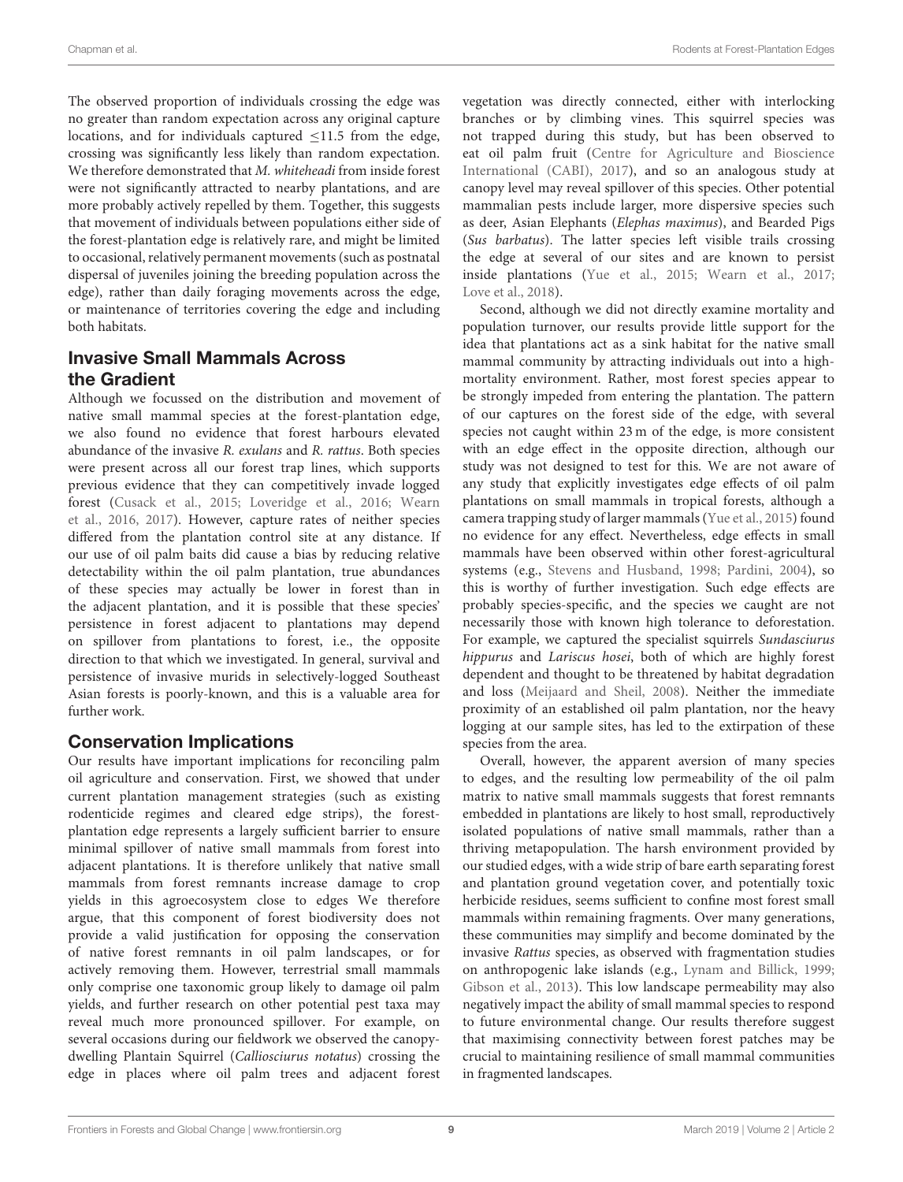The observed proportion of individuals crossing the edge was no greater than random expectation across any original capture locations, and for individuals captured ≤11.5 from the edge, crossing was significantly less likely than random expectation. We therefore demonstrated that *M. whiteheadi* from inside forest were not significantly attracted to nearby plantations, and are more probably actively repelled by them. Together, this suggests that movement of individuals between populations either side of the forest-plantation edge is relatively rare, and might be limited to occasional, relatively permanent movements (such as postnatal dispersal of juveniles joining the breeding population across the edge), rather than daily foraging movements across the edge, or maintenance of territories covering the edge and including both habitats.

## Invasive Small Mammals Across the Gradient

Although we focussed on the distribution and movement of native small mammal species at the forest-plantation edge, we also found no evidence that forest harbours elevated abundance of the invasive *R. exulans* and *R. rattus*. Both species were present across all our forest trap lines, which supports previous evidence that they can competitively invade logged forest (Cusack et al., 2015; Loveridge et al., 2016; Wearn et al., 2016, 2017). However, capture rates of neither species differed from the plantation control site at any distance. If our use of oil palm baits did cause a bias by reducing relative detectability within the oil palm plantation, true abundances of these species may actually be lower in forest than in the adjacent plantation, and it is possible that these species' persistence in forest adjacent to plantations may depend on spillover from plantations to forest, i.e., the opposite direction to that which we investigated. In general, survival and persistence of invasive murids in selectively-logged Southeast Asian forests is poorly-known, and this is a valuable area for further work.

## Conservation Implications

Our results have important implications for reconciling palm oil agriculture and conservation. First, we showed that under current plantation management strategies (such as existing rodenticide regimes and cleared edge strips), the forest-plantation edge represents a largely sufficient barrier to ensure minimal spillover of native small mammals from forest into adjacent plantations. It is therefore unlikely that native small mammals from forest remnants increase damage to crop yields in this agroecosystem close to edges We therefore argue, that this component of forest biodiversity does not provide a valid justification for opposing the conservation of native forest remnants in oil palm landscapes, or for actively removing them. However, terrestrial small mammals only comprise one taxonomic group likely to damage oil palm yields, and further research on other potential pest taxa may reveal much more pronounced spillover. For example, on several occasions during our fieldwork we observed the canopy-dwelling Plantain Squirrel (*Callosciurus notatus*) crossing the edge in places where oil palm trees and adjacent forest vegetation was directly connected, either with interlocking branches or by climbing vines. This squirrel species was not trapped during this study, but has been observed to eat oil palm fruit (Centre for Agriculture and Bioscience International (CABI), 2017), and so an analogous study at canopy level may reveal spillover of this species. Other potential mammalian pests include larger, more dispersive species such as deer, Asian Elephants (*Elephas maximus*), and Bearded Pigs (*Sus barbatus*). The latter species left visible trails crossing the edge at several of our sites and are known to persist inside plantations (Yue et al., 2015; Wearn et al., 2017; Love et al., 2018).

Second, although we did not directly examine mortality and population turnover, our results provide little support for the idea that plantations act as a sink habitat for the native small mammal community by attracting individuals out into a high-mortality environment. Rather, most forest species appear to be strongly impeded from entering the plantation. The pattern of our captures on the forest side of the edge, with several species not caught within 23 m of the edge, is more consistent with an edge effect in the opposite direction, although our study was not designed to test for this. We are not aware of any study that explicitly investigates edge effects of oil palm plantations on small mammals in tropical forests, although a camera trapping study of larger mammals (Yue et al., 2015) found no evidence for any effect. Nevertheless, edge effects in small mammals have been observed within other forest-agricultural systems (e.g., Stevens and Husband, 1998; Pardini, 2004), so this is worthy of further investigation. Such edge effects are probably species-specific, and the species we caught are not necessarily those with known high tolerance to deforestation. For example, we captured the specialist squirrels *Sundasciurus hippurus* and *Lariscus hosei*, both of which are highly forest dependent and thought to be threatened by habitat degradation and loss (Meijaard and Sheil, 2008). Neither the immediate proximity of an established oil palm plantation, nor the heavy logging at our sample sites, has led to the extirpation of these species from the area.

Overall, however, the apparent aversion of many species to edges, and the resulting low permeability of the oil palm matrix to native small mammals suggests that forest remnants embedded in plantations are likely to host small, reproductively isolated populations of native small mammals, rather than a thriving metapopulation. The harsh environment provided by our studied edges, with a wide strip of bare earth separating forest and plantation ground vegetation cover, and potentially toxic herbicide residues, seems sufficient to confine most forest small mammals within remaining fragments. Over many generations, these communities may simplify and become dominated by the invasive *Rattus* species, as observed with fragmentation studies on anthropogenic lake islands (e.g., Lynam and Billick, 1999; Gibson et al., 2013). This low landscape permeability may also negatively impact the ability of small mammal species to respond to future environmental change. Our results therefore suggest that maximising connectivity between forest patches may be crucial to maintaining resilience of small mammal communities in fragmented landscapes.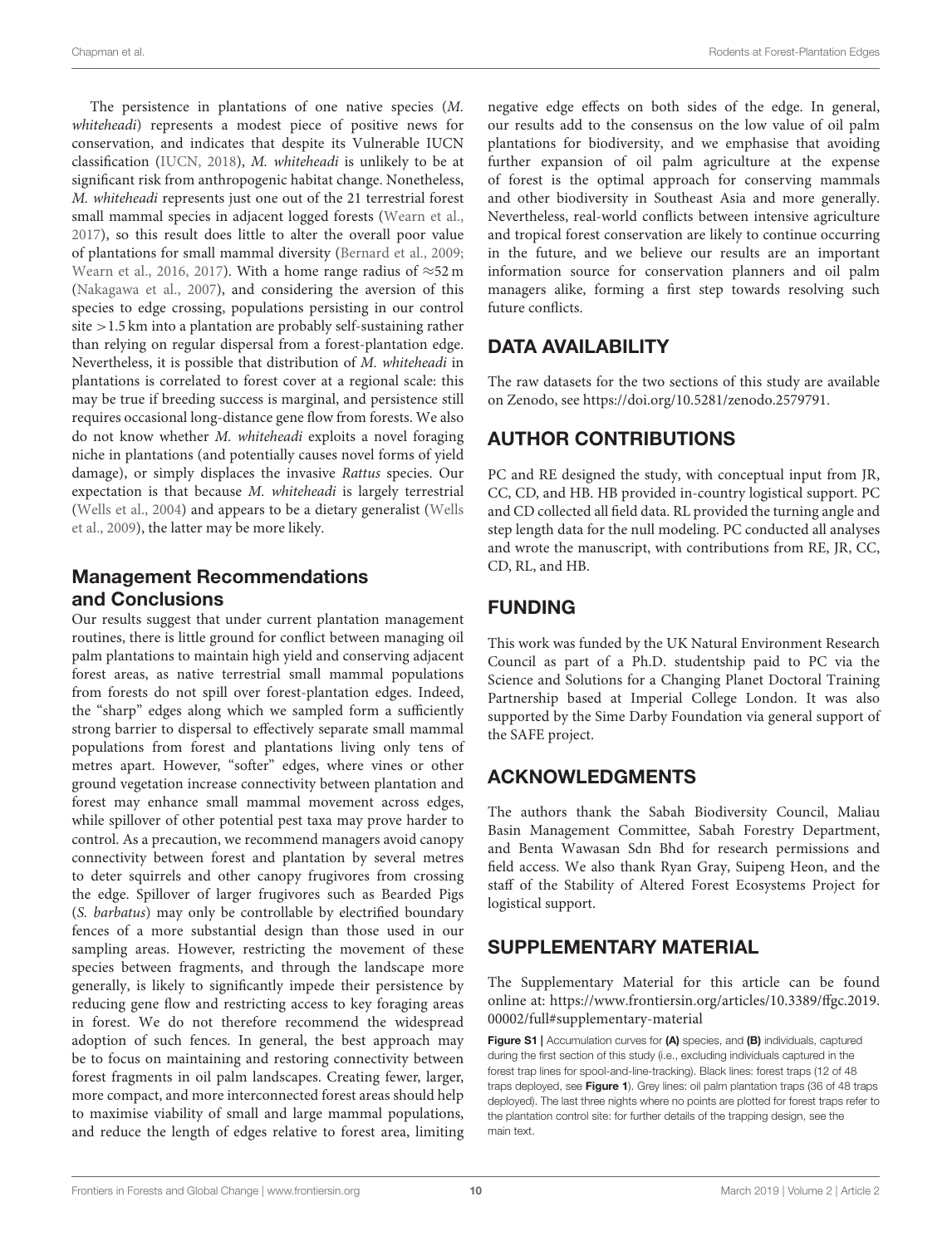The persistence in plantations of one native species (*M. whiteheadi*) represents a modest piece of positive news for conservation, and indicates that despite its Vulnerable IUCN classification (IUCN, 2018), *M. whiteheadi* is unlikely to be at significant risk from anthropogenic habitat change. Nonetheless, *M. whiteheadi* represents just one out of the 21 terrestrial forest small mammal species in adjacent logged forests (Wearn et al., 2017), so this result does little to alter the overall poor value of plantations for small mammal diversity (Bernard et al., 2009; Wearn et al., 2016, 2017). With a home range radius of $\approx$52 m (Nakagawa et al., 2007), and considering the aversion of this species to edge crossing, populations persisting in our control site >1.5 km into a plantation are probably self-sustaining rather than relying on regular dispersal from a forest-plantation edge. Nevertheless, it is possible that distribution of *M. whiteheadi* in plantations is correlated to forest cover at a regional scale: this may be true if breeding success is marginal, and persistence still requires occasional long-distance gene flow from forests. We also do not know whether *M. whiteheadi* exploits a novel foraging niche in plantations (and potentially causes novel forms of yield damage), or simply displaces the invasive *Rattus* species. Our expectation is that because *M. whiteheadi* is largely terrestrial (Wells et al., 2004) and appears to be a dietary generalist (Wells et al., 2009), the latter may be more likely.

## Management Recommendations and Conclusions

Our results suggest that under current plantation management routines, there is little ground for conflict between managing oil palm plantations to maintain high yield and conserving adjacent forest areas, as native terrestrial small mammal populations from forests do not spill over forest-plantation edges. Indeed, the "sharp" edges along which we sampled form a sufficiently strong barrier to dispersal to effectively separate small mammal populations from forest and plantations living only tens of metres apart. However, "softer" edges, where vines or other ground vegetation increase connectivity between plantation and forest may enhance small mammal movement across edges, while spillover of other potential pest taxa may prove harder to control. As a precaution, we recommend managers avoid canopy connectivity between forest and plantation by several metres to deter squirrels and other canopy frugivores from crossing the edge. Spillover of larger frugivores such as Bearded Pigs (*S. barbatus*) may only be controllable by electrified boundary fences of a more substantial design than those used in our sampling areas. However, restricting the movement of these species between fragments, and through the landscape more generally, is likely to significantly impede their persistence by reducing gene flow and restricting access to key foraging areas in forest. We do not therefore recommend the widespread adoption of such fences. In general, the best approach may be to focus on maintaining and restoring connectivity between forest fragments in oil palm landscapes. Creating fewer, larger, more compact, and more interconnected forest areas should help to maximise viability of small and large mammal populations, and reduce the length of edges relative to forest area, limiting negative edge effects on both sides of the edge. In general, our results add to the consensus on the low value of oil palm plantations for biodiversity, and we emphasise that avoiding further expansion of oil palm agriculture at the expense of forest is the optimal approach for conserving mammals and other biodiversity in Southeast Asia and more generally. Nevertheless, real-world conflicts between intensive agriculture and tropical forest conservation are likely to continue occurring in the future, and we believe our results are an important information source for conservation planners and oil palm managers alike, forming a first step towards resolving such future conflicts.

## DATA AVAILABILITY

The raw datasets for the two sections of this study are available on Zenodo, see https://doi.org/10.5281/zenodo.2579791.

## AUTHOR CONTRIBUTIONS

PC and RE designed the study, with conceptual input from JR, CC, CD, and HB. HB provided in-country logistical support. PC and CD collected all field data. RL provided the turning angle and step length data for the null modeling. PC conducted all analyses and wrote the manuscript, with contributions from RE, JR, CC, CD, RL, and HB.

## FUNDING

This work was funded by the UK Natural Environment Research Council as part of a Ph.D. studentship paid to PC via the Science and Solutions for a Changing Planet Doctoral Training Partnership based at Imperial College London. It was also supported by the Sime Darby Foundation via general support of the SAFE project.

## ACKNOWLEDGMENTS

The authors thank the Sabah Biodiversity Council, Maliau Basin Management Committee, Sabah Forestry Department, and Benta Wawasan Sdn Bhd for research permissions and field access. We also thank Ryan Gray, Suipeng Heon, and the staff of the Stability of Altered Forest Ecosystems Project for logistical support.

## SUPPLEMENTARY MATERIAL

The Supplementary Material for this article can be found online at: https://www.frontiersin.org/articles/10.3389/ffgc.2019.00002/full#supplementary-material

**Figure S1** | Accumulation curves for **(A)** species, and **(B)** individuals, captured during the first section of this study (i.e., excluding individuals captured in the forest trap lines for spool-and-line-tracking). Black lines: forest traps (12 of 48 traps deployed, see **Figure 1**). Grey lines: oil palm plantation traps (36 of 48 traps deployed). The last three nights where no points are plotted for forest traps refer to the plantation control site: for further details of the trapping design, see the main text.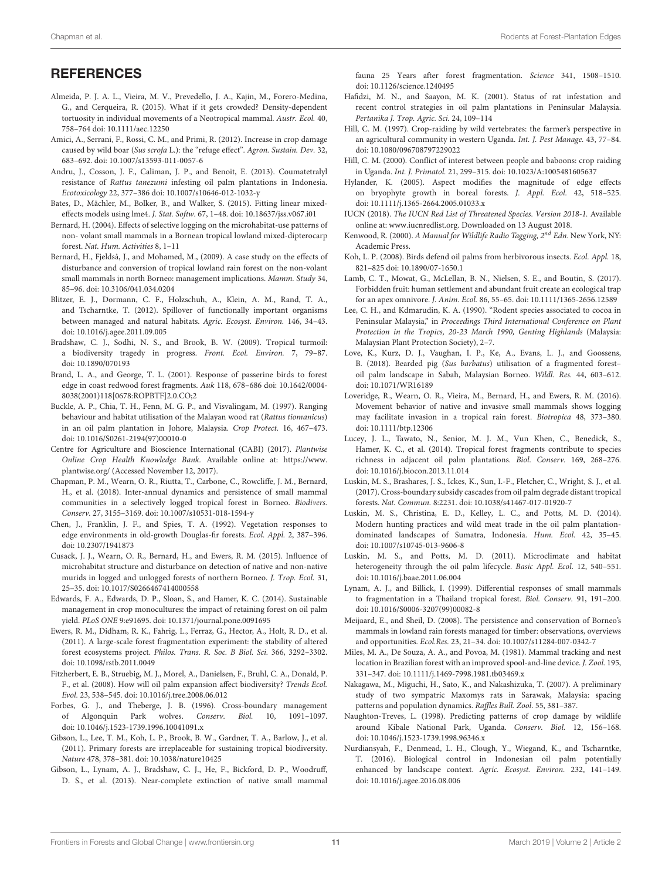## REFERENCES

Almeida, P. J. A. L., Vieira, M. V., Prevedello, J. A., Kajin, M., Forero-Medina, G., and Cerqueira, R. (2015). What if it gets crowded? Density-dependent tortuosity in individual movements of a Neotropical mammal. *Austr. Ecol.* 40, 758–764 doi: 10.1111/aec.12250

Amici, A., Serrani, F., Rossi, C. M., and Primi, R. (2012). Increase in crop damage caused by wild boar (*Sus scrofa* L.): the "refuge effect". *Agron. Sustain. Dev.* 32, 683–692. doi: 10.1007/s13593-011-0057-6

Andru, J., Cosson, J. F., Caliman, J. P., and Benoit, E. (2013). Coumatetralyl resistance of *Rattus tanezumi* infesting oil palm plantations in Indonesia. *Ecotoxicology* 22, 377–386 doi: 10.1007/s10646-012-1032-y

Bates, D., Mächler, M., Bolker, B., and Walker, S. (2015). Fitting linear mixed-effects models using lme4. *J. Stat. Softw.* 67, 1–48. doi: 10.18637/jss.v067.i01

Bernard, H. (2004). Effects of selective logging on the microhabitat-use patterns of non- volant small mammals in a Bornean tropical lowland mixed-dipterocarp forest. *Nat. Hum. Activities* 8, 1–11

Bernard, H., Fjeldså, J., and Mohamed, M., (2009). A case study on the effects of disturbance and conversion of tropical lowland rain forest on the non-volant small mammals in north Borneo: management implications. *Mamm. Study* 34, 85–96. doi: 10.3106/041.034.0204

Blitzer, E. J., Dormann, C. F., Holzschuh, A., Klein, A. M., Rand, T. A., and Tscharntke, T. (2012). Spillover of functionally important organisms between managed and natural habitats. *Agric. Ecosyst. Environ.* 146, 34–43. doi: 10.1016/j.agee.2011.09.005

Bradshaw, C. J., Sodhi, N. S., and Brook, B. W. (2009). Tropical turmoil: a biodiversity tragedy in progress. *Front. Ecol. Environ.* 7, 79–87. doi: 10.1890/070193

Brand, L. A., and George, T. L. (2001). Response of passerine birds to forest edge in coast redwood forest fragments. *Auk* 118, 678–686 doi: 10.1642/0004-8038(2001)118[0678:ROPBTF]2.0.CO;2

Buckle, A. P., Chia, T. H., Fenn, M. G. P., and Visvalingam, M. (1997). Ranging behaviour and habitat utilisation of the Malayan wood rat (*Rattus tiomanicus*) in an oil palm plantation in Johore, Malaysia. *Crop Protect.* 16, 467–473. doi: 10.1016/S0261-2194(97)00010-0

Centre for Agriculture and Bioscience International (CABI) (2017). *Plantwise Online Crop Health Knowledge Bank.* Available online at: https://www.plantwise.org/ (Accessed November 12, 2017).

Chapman, P. M., Wearn, O. R., Riutta, T., Carbone, C., Rowcliffe, J. M., Bernard, H., et al. (2018). Inter-annual dynamics and persistence of small mammal communities in a selectively logged tropical forest in Borneo. *Biodivers. Conserv.* 27, 3155–3169. doi: 10.1007/s10531-018-1594-y

Chen, J., Franklin, J. F., and Spies, T. A. (1992). Vegetation responses to edge environments in old-growth Douglas-fir forests. *Ecol. Appl.* 2, 387–396. doi: 10.2307/1941873

Cusack, J. J., Wearn, O. R., Bernard, H., and Ewers, R. M. (2015). Influence of microhabitat structure and disturbance on detection of native and non-native murids in logged and unlogged forests of northern Borneo. *J. Trop. Ecol.* 31, 25–35. doi: 10.1017/S0266467414000558

Edwards, F. A., Edwards, D. P., Sloan, S., and Hamer, K. C. (2014). Sustainable management in crop monocultures: the impact of retaining forest on oil palm yield. *PLoS ONE* 9:e91695. doi: 10.1371/journal.pone.0091695

Ewers, R. M., Didham, R. K., Fahrig, L., Ferraz, G., Hector, A., Holt, R. D., et al. (2011). A large-scale forest fragmentation experiment: the stability of altered forest ecosystems project. *Philos. Trans. R. Soc. B Biol. Sci.* 366, 3292–3302. doi: 10.1098/rstb.2011.0049

Fitzherbert, E. B., Struebig, M. J., Morel, A., Danielsen, F., Bruhl, C. A., Donald, P. F., et al. (2008). How will oil palm expansion affect biodiversity? *Trends Ecol. Evol.* 23, 538–545. doi: 10.1016/j.tree.2008.06.012

Forbes, G. J., and Theberge, J. B. (1996). Cross-boundary management of Algonquin Park wolves. *Conserv. Biol.* 10, 1091–1097. doi: 10.1046/j.1523-1739.1996.10041091.x

Gibson, L., Lee, T. M., Koh, L. P., Brook, B. W., Gardner, T. A., Barlow, J., et al. (2011). Primary forests are irreplaceable for sustaining tropical biodiversity. *Nature* 478, 378–381. doi: 10.1038/nature10425

Gibson, L., Lynam, A. J., Bradshaw, C. J., He, F., Bickford, D. P., Woodruff, D. S., et al. (2013). Near-complete extinction of native small mammal fauna 25 Years after forest fragmentation. *Science* 341, 1508–1510. doi: 10.1126/science.1240495

Hafidzi, M. N., and Saayon, M. K. (2001). Status of rat infestation and recent control strategies in oil palm plantations in Peninsular Malaysia. *Pertanika J. Trop. Agric. Sci.* 24, 109–114

Hill, C. M. (1997). Crop-raiding by wild vertebrates: the farmer's perspective in an agricultural community in western Uganda. *Int. J. Pest Manage.* 43, 77–84. doi: 10.1080/096708797229022

Hill, C. M. (2000). Conflict of interest between people and baboons: crop raiding in Uganda. *Int. J. Primatol.* 21, 299–315. doi: 10.1023/A:1005481605637

Hylander, K. (2005). Aspect modifies the magnitude of edge effects on bryophyte growth in boreal forests. *J. Appl. Ecol.* 42, 518–525. doi: 10.1111/j.1365-2664.2005.01033.x

IUCN (2018). *The IUCN Red List of Threatened Species. Version 2018-1.* Available online at: www.iucnredlist.org. Downloaded on 13 August 2018.

Kenwood, R. (2000). *A Manual for Wildlife Radio Tagging, 2nd Edn*. New York, NY: Academic Press.

Koh, L. P. (2008). Birds defend oil palms from herbivorous insects. *Ecol. Appl.* 18, 821–825 doi: 10.1890/07-1650.1

Lamb, C. T., Mowat, G., McLellan, B. N., Nielsen, S. E., and Boutin, S. (2017). Forbidden fruit: human settlement and abundant fruit create an ecological trap for an apex omnivore. *J. Anim. Ecol.* 86, 55–65. doi: 10.1111/1365-2656.12589

Lee, C. H., and Kdmarudin, K. A. (1990). "Rodent species associated to cocoa in Peninsular Malaysia," in *Proceedings Third International Conference on Plant Protection in the Tropics, 20-23 March 1990, Genting Highlands* (Malaysia: Malaysian Plant Protection Society), 2–7.

Love, K., Kurz, D. J., Vaughan, I. P., Ke, A., Evans, L. J., and Goossens, B. (2018). Bearded pig (*Sus barbatus*) utilisation of a fragmented forest–oil palm landscape in Sabah, Malaysian Borneo. *Wildl. Res.* 44, 603–612. doi: 10.1071/WR16189

Loveridge, R., Wearn, O. R., Vieira, M., Bernard, H., and Ewers, R. M. (2016). Movement behavior of native and invasive small mammals shows logging may facilitate invasion in a tropical rain forest. *Biotropica* 48, 373–380. doi: 10.1111/btp.12306

Lucey, J. L., Tawato, N., Senior, M. J. M., Vun Khen, C., Benedick, S., Hamer, K. C., et al. (2014). Tropical forest fragments contribute to species richness in adjacent oil palm plantations. *Biol. Conserv.* 169, 268–276. doi: 10.1016/j.biocon.2013.11.014

Luskin, M. S., Brashares, J. S., Ickes, K., Sun, I.-F., Fletcher, C., Wright, S. J., et al. (2017). Cross-boundary subsidy cascades from oil palm degrade distant tropical forests. *Nat. Commun.* 8:2231. doi: 10.1038/s41467-017-01920-7

Luskin, M. S., Christina, E. D., Kelley, L. C., and Potts, M. D. (2014). Modern hunting practices and wild meat trade in the oil palm plantation-dominated landscapes of Sumatra, Indonesia. *Hum. Ecol.* 42, 35–45. doi: 10.1007/s10745-013-9606-8

Luskin, M. S., and Potts, M. D. (2011). Microclimate and habitat heterogeneity through the oil palm lifecycle. *Basic Appl. Ecol*. 12, 540–551. doi: 10.1016/j.baae.2011.06.004

Lynam, A. J., and Billick, I. (1999). Differential responses of small mammals to fragmentation in a Thailand tropical forest. *Biol. Conserv.* 91, 191–200. doi: 10.1016/S0006-3207(99)00082-8

Meijaard, E., and Sheil, D. (2008). The persistence and conservation of Borneo's mammals in lowland rain forests managed for timber: observations, overviews and opportunities. *Ecol.Res.* 23, 21–34. doi: 10.1007/s11284-007-0342-7

Miles, M. A., De Souza, A. A., and Povoa, M. (1981). Mammal tracking and nest location in Brazilian forest with an improved spool-and-line device. *J. Zool.* 195, 331–347. doi: 10.1111/j.1469-7998.1981.tb03469.x

Nakagawa, M., Miguchi, H., Sato, K., and Nakashizuka, T. (2007). A preliminary study of two sympatric Maxomys rats in Sarawak, Malaysia: spacing patterns and population dynamics. *Raffles Bull. Zool*. 55, 381–387.

Naughton-Treves, L. (1998). Predicting patterns of crop damage by wildlife around Kibale National Park, Uganda. *Conserv. Biol.* 12, 156–168. doi: 10.1046/j.1523-1739.1998.96346.x

Nurdiansyah, F., Denmead, L. H., Clough, Y., Wiegand, K., and Tscharntke, T. (2016). Biological control in Indonesian oil palm potentially enhanced by landscape context. *Agric. Ecosyst. Environ.* 232, 141–149. doi: 10.1016/j.agee.2016.08.006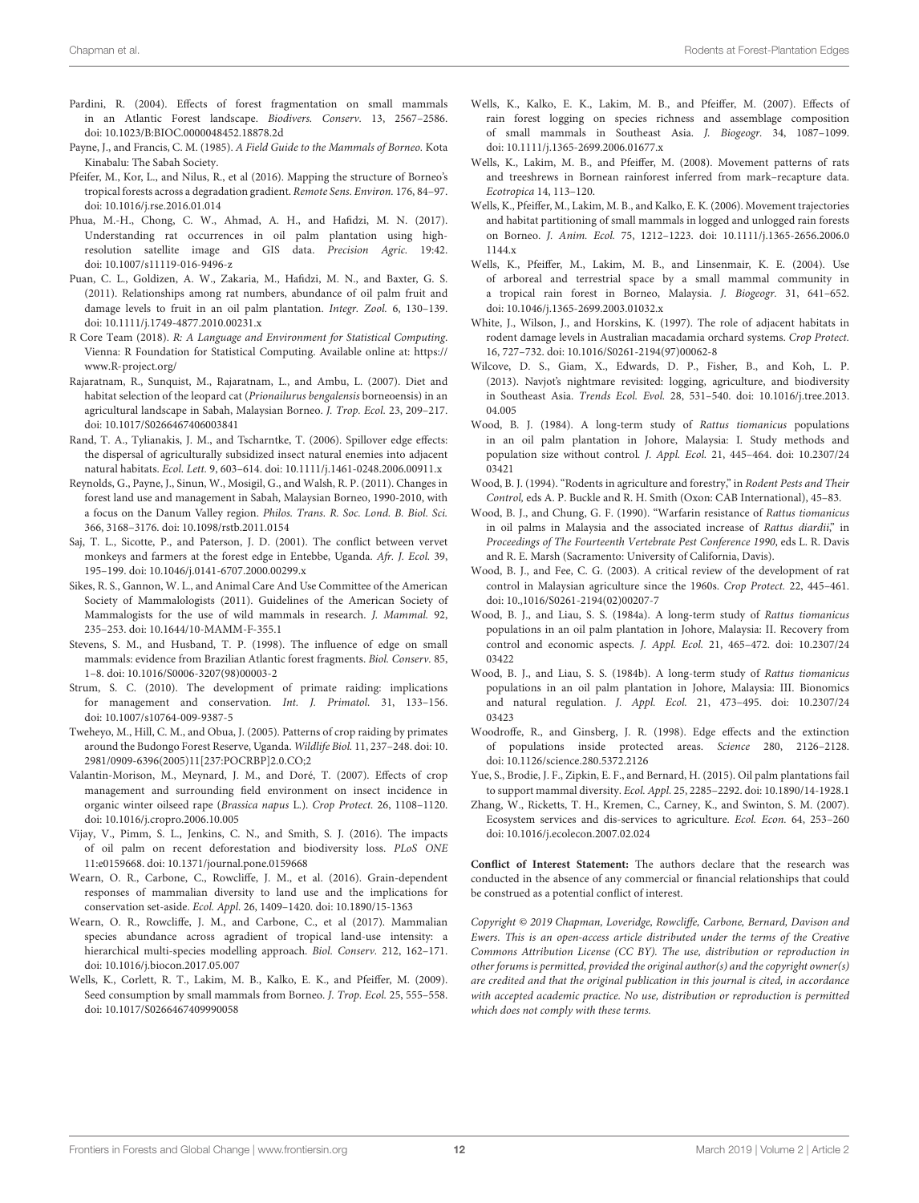Pardini, R. (2004). Effects of forest fragmentation on small mammals in an Atlantic Forest landscape. *Biodivers. Conserv.* 13, 2567–2586. doi: 10.1023/B:BIOC.0000048452.18878.2d

Payne, J., and Francis, C. M. (1985). *A Field Guide to the Mammals of Borneo*. Kota Kinabalu: The Sabah Society.

Pfeifer, M., Kor, L., and Nilus, R., et al (2016). Mapping the structure of Borneo's tropical forests across a degradation gradient. *Remote Sens. Environ.* 176, 84–97. doi: 10.1016/j.rse.2016.01.014

Phua, M.-H., Chong, C. W., Ahmad, A. H., and Hafidzi, M. N. (2017). Understanding rat occurrences in oil palm plantation using high-resolution satellite image and GIS data. *Precision Agric.* 19:42. doi: 10.1007/s11119-016-9496-z

Puan, C. L., Goldizen, A. W., Zakaria, M., Hafidzi, M. N., and Baxter, G. S. (2011). Relationships among rat numbers, abundance of oil palm fruit and damage levels to fruit in an oil palm plantation. *Integr. Zool.* 6, 130–139. doi: 10.1111/j.1749-4877.2010.00231.x

R Core Team (2018). *R: A Language and Environment for Statistical Computing*. Vienna: R Foundation for Statistical Computing. Available online at: https://www.R-project.org/

Rajaratnam, R., Sunquist, M., Rajaratnam, L., and Ambu, L. (2007). Diet and habitat selection of the leopard cat (*Prionailurus bengalensis* borneoensis) in an agricultural landscape in Sabah, Malaysian Borneo. *J. Trop. Ecol.* 23, 209–217. doi: 10.1017/S0266467406003841

Rand, T. A., Tylianakis, J. M., and Tscharntke, T. (2006). Spillover edge effects: the dispersal of agriculturally subsidized insect natural enemies into adjacent natural habitats. *Ecol. Lett.* 9, 603–614. doi: 10.1111/j.1461-0248.2006.00911.x

Reynolds, G., Payne, J., Sinun, W., Mosigil, G., and Walsh, R. P. (2011). Changes in forest land use and management in Sabah, Malaysian Borneo, 1990-2010, with a focus on the Danum Valley region. *Philos. Trans. R. Soc. Lond. B. Biol. Sci.* 366, 3168–3176. doi: 10.1098/rstb.2011.0154

Saj, T. L., Sicotte, P., and Paterson, J. D. (2001). The conflict between vervet monkeys and farmers at the forest edge in Entebbe, Uganda. *Afr. J. Ecol.* 39, 195–199. doi: 10.1046/j.0141-6707.2000.00299.x

Sikes, R. S., Gannon, W. L., and Animal Care And Use Committee of the American Society of Mammalologists (2011). Guidelines of the American Society of Mammalogists for the use of wild mammals in research. *J. Mammal.* 92, 235–253. doi: 10.1644/10-MAMM-F-355.1

Stevens, S. M., and Husband, T. P. (1998). The influence of edge on small mammals: evidence from Brazilian Atlantic forest fragments. *Biol. Conserv.* 85, 1–8. doi: 10.1016/S0006-3207(98)00003-2

Strum, S. C. (2010). The development of primate raiding: implications for management and conservation. *Int. J. Primatol.* 31, 133–156. doi: 10.1007/s10764-009-9387-5

Tweheyo, M., Hill, C. M., and Obua, J. (2005). Patterns of crop raiding by primates around the Budongo Forest Reserve, Uganda. *Wildlife Biol.* 11, 237–248. doi: 10.2981/0909-6396(2005)11[237:POCRBP]2.0.CO;2

Valantin-Morison, M., Meynard, J. M., and Doré, T. (2007). Effects of crop management and surrounding field environment on insect incidence in organic winter oilseed rape (*Brassica napus* L.). *Crop Protect.* 26, 1108–1120. doi: 10.1016/j.cropro.2006.10.005

Vijay, V., Pimm, S. L., Jenkins, C. N., and Smith, S. J. (2016). The impacts of oil palm on recent deforestation and biodiversity loss. *PLoS ONE* 11:e0159668. doi: 10.1371/journal.pone.0159668

Wearn, O. R., Carbone, C., Rowcliffe, J. M., et al. (2016). Grain-dependent responses of mammalian diversity to land use and the implications for conservation set-aside. *Ecol. Appl.* 26, 1409–1420. doi: 10.1890/15-1363

Wearn, O. R., Rowcliffe, J. M., and Carbone, C., et al (2017). Mammalian species abundance across agradient of tropical land-use intensity: a hierarchical multi-species modelling approach. *Biol. Conserv.* 212, 162–171. doi: 10.1016/j.biocon.2017.05.007

Wells, K., Corlett, R. T., Lakim, M. B., Kalko, E. K., and Pfeiffer, M. (2009). Seed consumption by small mammals from Borneo. *J. Trop. Ecol.* 25, 555–558. doi: 10.1017/S0266467409990058

Wells, K., Kalko, E. K., Lakim, M. B., and Pfeiffer, M. (2007). Effects of rain forest logging on species richness and assemblage composition of small mammals in Southeast Asia. *J. Biogeogr.* 34, 1087–1099. doi: 10.1111/j.1365-2699.2006.01677.x

Wells, K., Lakim, M. B., and Pfeiffer, M. (2008). Movement patterns of rats and treeshrews in Bornean rainforest inferred from mark–recapture data. *Ecotropica* 14, 113–120.

Wells, K., Pfeiffer, M., Lakim, M. B., and Kalko, E. K. (2006). Movement trajectories and habitat partitioning of small mammals in logged and unlogged rain forests on Borneo. *J. Anim. Ecol.* 75, 1212–1223. doi: 10.1111/j.1365-2656.2006.01144.x

Wells, K., Pfeiffer, M., Lakim, M. B., and Linsenmair, K. E. (2004). Use of arboreal and terrestrial space by a small mammal community in a tropical rain forest in Borneo, Malaysia. *J. Biogeogr.* 31, 641–652. doi: 10.1046/j.1365-2699.2003.01032.x

White, J., Wilson, J., and Horskins, K. (1997). The role of adjacent habitats in rodent damage levels in Australian macadamia orchard systems. *Crop Protect.* 16, 727–732. doi: 10.1016/S0261-2194(97)00062-8

Wilcove, D. S., Giam, X., Edwards, D. P., Fisher, B., and Koh, L. P. (2013). Navjot's nightmare revisited: logging, agriculture, and biodiversity in Southeast Asia. *Trends Ecol. Evol.* 28, 531–540. doi: 10.1016/j.tree.2013.04.005

Wood, B. J. (1984). A long-term study of *Rattus tiomanicus* populations in an oil palm plantation in Johore, Malaysia: I. Study methods and population size without control. *J. Appl. Ecol.* 21, 445–464. doi: 10.2307/2403421

Wood, B. J. (1994). "Rodents in agriculture and forestry," in *Rodent Pests and Their Control*, eds A. P. Buckle and R. H. Smith (Oxon: CAB International), 45–83.

Wood, B. J., and Chung, G. F. (1990). "Warfarin resistance of *Rattus tiomanicus* in oil palms in Malaysia and the associated increase of *Rattus diardii*," in *Proceedings of The Fourteenth Vertebrate Pest Conference 1990*, eds L. R. Davis and R. E. Marsh (Sacramento: University of California, Davis).

Wood, B. J., and Fee, C. G. (2003). A critical review of the development of rat control in Malaysian agriculture since the 1960s. *Crop Protect.* 22, 445–461. doi: 10.,1016/S0261-2194(02)00207-7

Wood, B. J., and Liau, S. S. (1984a). A long-term study of *Rattus tiomanicus* populations in an oil palm plantation in Johore, Malaysia: II. Recovery from control and economic aspects. *J. Appl. Ecol.* 21, 465–472. doi: 10.2307/2403422

Wood, B. J., and Liau, S. S. (1984b). A long-term study of *Rattus tiomanicus* populations in an oil palm plantation in Johore, Malaysia: III. Bionomics and natural regulation. *J. Appl. Ecol.* 21, 473–495. doi: 10.2307/2403423

Woodroffe, R., and Ginsberg, J. R. (1998). Edge effects and the extinction of populations inside protected areas. *Science* 280, 2126–2128. doi: 10.1126/science.280.5372.2126

Yue, S., Brodie, J. F., Zipkin, E. F., and Bernard, H. (2015). Oil palm plantations fail to support mammal diversity. *Ecol. Appl.* 25, 2285–2292. doi: 10.1890/14-1928.1

Zhang, W., Ricketts, T. H., Kremen, C., Carney, K., and Swinton, S. M. (2007). Ecosystem services and dis-services to agriculture. *Ecol. Econ.* 64, 253–260 doi: 10.1016/j.ecolecon.2007.02.024

**Conflict of Interest Statement:** The authors declare that the research was conducted in the absence of any commercial or financial relationships that could be construed as a potential conflict of interest.

*Copyright © 2019 Chapman, Loveridge, Rowcliffe, Carbone, Bernard, Davison and Ewers. This is an open-access article distributed under the terms of the Creative Commons Attribution License (CC BY). The use, distribution or reproduction in other forums is permitted, provided the original author(s) and the copyright owner(s) are credited and that the original publication in this journal is cited, in accordance with accepted academic practice. No use, distribution or reproduction is permitted which does not comply with these terms.*